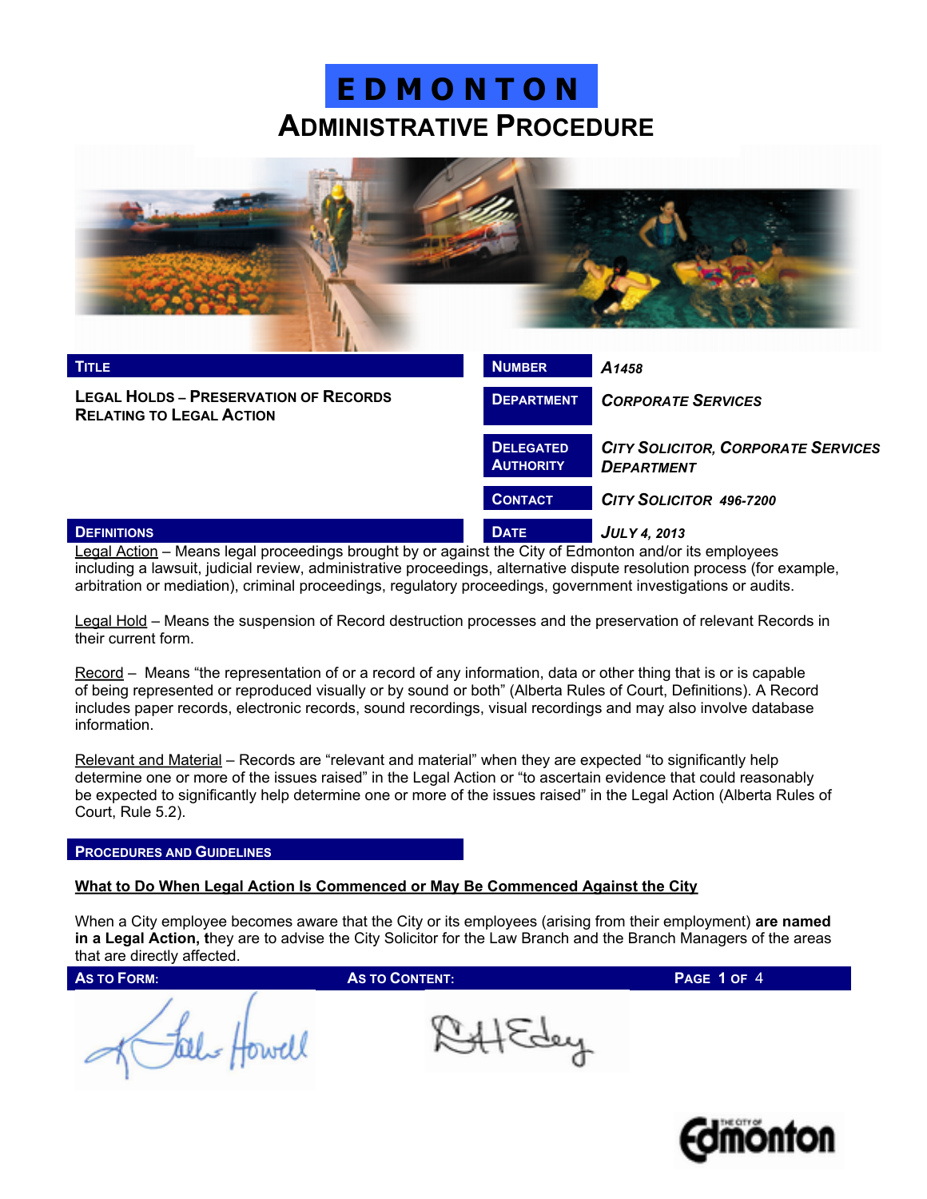# EDMONTON

## ADMINISTRATIVE PROCEDURE

| TITLE | NUMBER | A1458 |
|---|---|---|
| LEGAL HOLDS – PRESERVATION OF RECORDS RELATING TO LEGAL ACTION | DEPARTMENT | CORPORATE SERVICES |
| | DELEGATED AUTHORITY | CITY SOLICITOR, CORPORATE SERVICES DEPARTMENT |
| | CONTACT | CITY SOLICITOR 496-7200 |
| | DATE | JULY 4, 2013 |

### DEFINITIONS

Legal Action – Means legal proceedings brought by or against the City of Edmonton and/or its employees including a lawsuit, judicial review, administrative proceedings, alternative dispute resolution process (for example, arbitration or mediation), criminal proceedings, regulatory proceedings, government investigations or audits.

Legal Hold – Means the suspension of Record destruction processes and the preservation of relevant Records in their current form.

Record – Means "the representation of or a record of any information, data or other thing that is or is capable of being represented or reproduced visually or by sound or both" (Alberta Rules of Court, Definitions). A Record includes paper records, electronic records, sound recordings, visual recordings and may also involve database information.

Relevant and Material – Records are "relevant and material" when they are expected "to significantly help determine one or more of the issues raised" in the Legal Action or "to ascertain evidence that could reasonably be expected to significantly help determine one or more of the issues raised" in the Legal Action (Alberta Rules of Court, Rule 5.2).

### PROCEDURES AND GUIDELINES

**What to Do When Legal Action Is Commenced or May Be Commenced Against the City**

When a City employee becomes aware that the City or its employees (arising from their employment) **are named in a Legal Action, t**hey are to advise the City Solicitor for the Law Branch and the Branch Managers of the areas that are directly affected.

| AS TO FORM: | AS TO CONTENT: |
|---|---|
| (signature) | (signature) |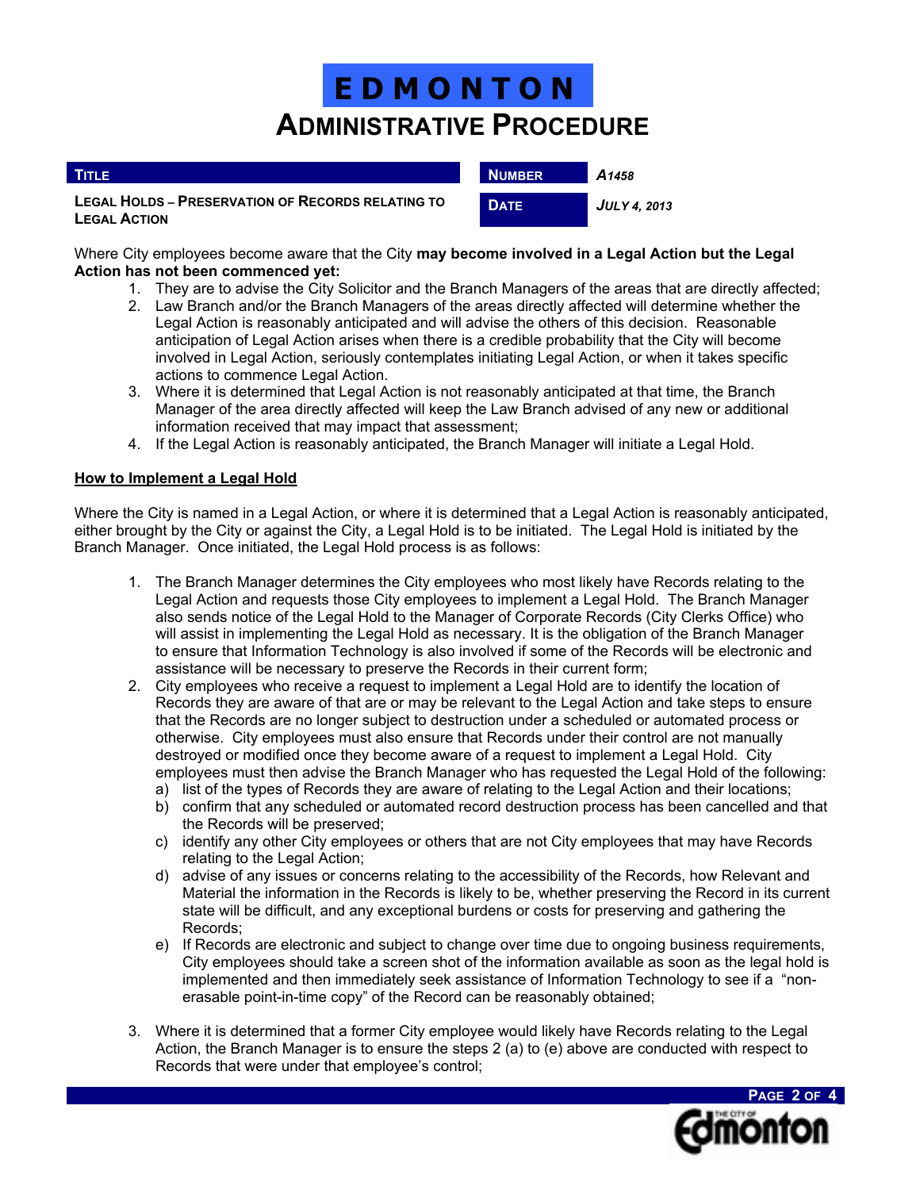# EDMONTON

## ADMINISTRATIVE PROCEDURE

| TITLE | NUMBER | A1458 |
|---|---|---|
| LEGAL HOLDS – PRESERVATION OF RECORDS RELATING TO LEGAL ACTION | DATE | JULY 4, 2013 |

Where City employees become aware that the City **may become involved in a Legal Action but the Legal Action has not been commenced yet:**

1. They are to advise the City Solicitor and the Branch Managers of the areas that are directly affected;
2. Law Branch and/or the Branch Managers of the areas directly affected will determine whether the Legal Action is reasonably anticipated and will advise the others of this decision. Reasonable anticipation of Legal Action arises when there is a credible probability that the City will become involved in Legal Action, seriously contemplates initiating Legal Action, or when it takes specific actions to commence Legal Action.
3. Where it is determined that Legal Action is not reasonably anticipated at that time, the Branch Manager of the area directly affected will keep the Law Branch advised of any new or additional information received that may impact that assessment;
4. If the Legal Action is reasonably anticipated, the Branch Manager will initiate a Legal Hold.

**How to Implement a Legal Hold**

Where the City is named in a Legal Action, or where it is determined that a Legal Action is reasonably anticipated, either brought by the City or against the City, a Legal Hold is to be initiated. The Legal Hold is initiated by the Branch Manager. Once initiated, the Legal Hold process is as follows:

1. The Branch Manager determines the City employees who most likely have Records relating to the Legal Action and requests those City employees to implement a Legal Hold. The Branch Manager also sends notice of the Legal Hold to the Manager of Corporate Records (City Clerks Office) who will assist in implementing the Legal Hold as necessary. It is the obligation of the Branch Manager to ensure that Information Technology is also involved if some of the Records will be electronic and assistance will be necessary to preserve the Records in their current form;
2. City employees who receive a request to implement a Legal Hold are to identify the location of Records they are aware of that are or may be relevant to the Legal Action and take steps to ensure that the Records are no longer subject to destruction under a scheduled or automated process or otherwise. City employees must also ensure that Records under their control are not manually destroyed or modified once they become aware of a request to implement a Legal Hold. City employees must then advise the Branch Manager who has requested the Legal Hold of the following:
   a) list of the types of Records they are aware of relating to the Legal Action and their locations;
   b) confirm that any scheduled or automated record destruction process has been cancelled and that the Records will be preserved;
   c) identify any other City employees or others that are not City employees that may have Records relating to the Legal Action;
   d) advise of any issues or concerns relating to the accessibility of the Records, how Relevant and Material the information in the Records is likely to be, whether preserving the Record in its current state will be difficult, and any exceptional burdens or costs for preserving and gathering the Records;
   e) If Records are electronic and subject to change over time due to ongoing business requirements, City employees should take a screen shot of the information available as soon as the legal hold is implemented and then immediately seek assistance of Information Technology to see if a "non-erasable point-in-time copy" of the Record can be reasonably obtained;
3. Where it is determined that a former City employee would likely have Records relating to the Legal Action, the Branch Manager is to ensure the steps 2 (a) to (e) above are conducted with respect to Records that were under that employee's control;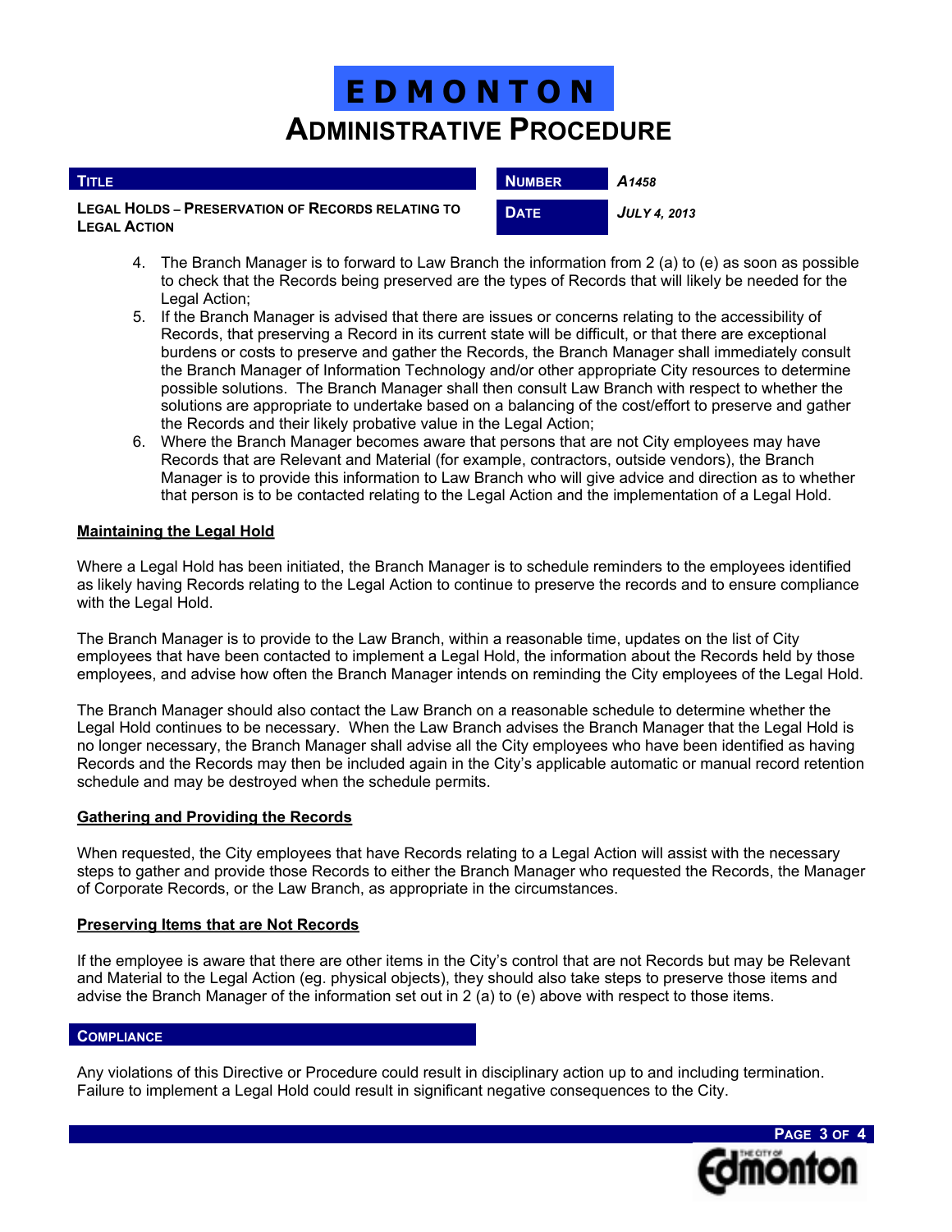4. The Branch Manager is to forward to Law Branch the information from 2 (a) to (e) as soon as possible to check that the Records being preserved are the types of Records that will likely be needed for the Legal Action;
5. If the Branch Manager is advised that there are issues or concerns relating to the accessibility of Records, that preserving a Record in its current state will be difficult, or that there are exceptional burdens or costs to preserve and gather the Records, the Branch Manager shall immediately consult the Branch Manager of Information Technology and/or other appropriate City resources to determine possible solutions. The Branch Manager shall then consult Law Branch with respect to whether the solutions are appropriate to undertake based on a balancing of the cost/effort to preserve and gather the Records and their likely probative value in the Legal Action;
6. Where the Branch Manager becomes aware that persons that are not City employees may have Records that are Relevant and Material (for example, contractors, outside vendors), the Branch Manager is to provide this information to Law Branch who will give advice and direction as to whether that person is to be contacted relating to the Legal Action and the implementation of a Legal Hold.

**Maintaining the Legal Hold**

Where a Legal Hold has been initiated, the Branch Manager is to schedule reminders to the employees identified as likely having Records relating to the Legal Action to continue to preserve the records and to ensure compliance with the Legal Hold.

The Branch Manager is to provide to the Law Branch, within a reasonable time, updates on the list of City employees that have been contacted to implement a Legal Hold, the information about the Records held by those employees, and advise how often the Branch Manager intends on reminding the City employees of the Legal Hold.

The Branch Manager should also contact the Law Branch on a reasonable schedule to determine whether the Legal Hold continues to be necessary. When the Law Branch advises the Branch Manager that the Legal Hold is no longer necessary, the Branch Manager shall advise all the City employees who have been identified as having Records and the Records may then be included again in the City's applicable automatic or manual record retention schedule and may be destroyed when the schedule permits.

**Gathering and Providing the Records**

When requested, the City employees that have Records relating to a Legal Action will assist with the necessary steps to gather and provide those Records to either the Branch Manager who requested the Records, the Manager of Corporate Records, or the Law Branch, as appropriate in the circumstances.

**Preserving Items that are Not Records**

If the employee is aware that there are other items in the City's control that are not Records but may be Relevant and Material to the Legal Action (eg. physical objects), they should also take steps to preserve those items and advise the Branch Manager of the information set out in 2 (a) to (e) above with respect to those items.

## Compliance

Any violations of this Directive or Procedure could result in disciplinary action up to and including termination. Failure to implement a Legal Hold could result in significant negative consequences to the City.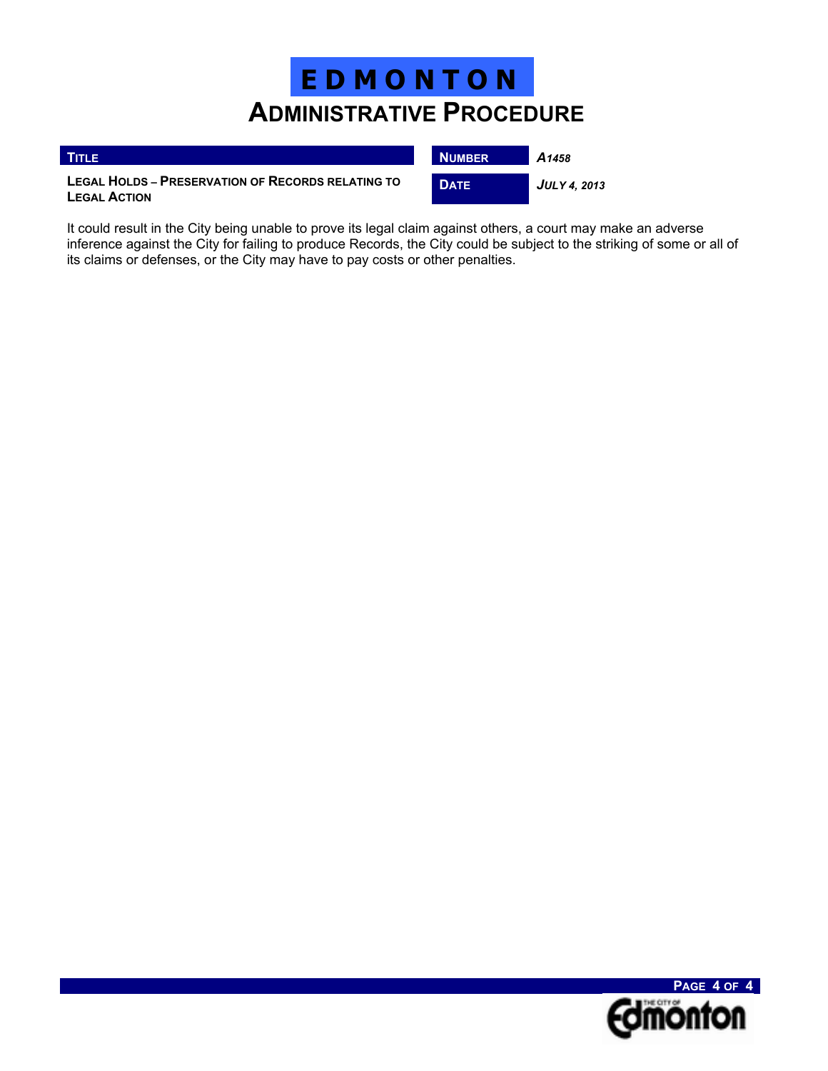It could result in the City being unable to prove its legal claim against others, a court may make an adverse inference against the City for failing to produce Records, the City could be subject to the striking of some or all of its claims or defenses, or the City may have to pay costs or other penalties.